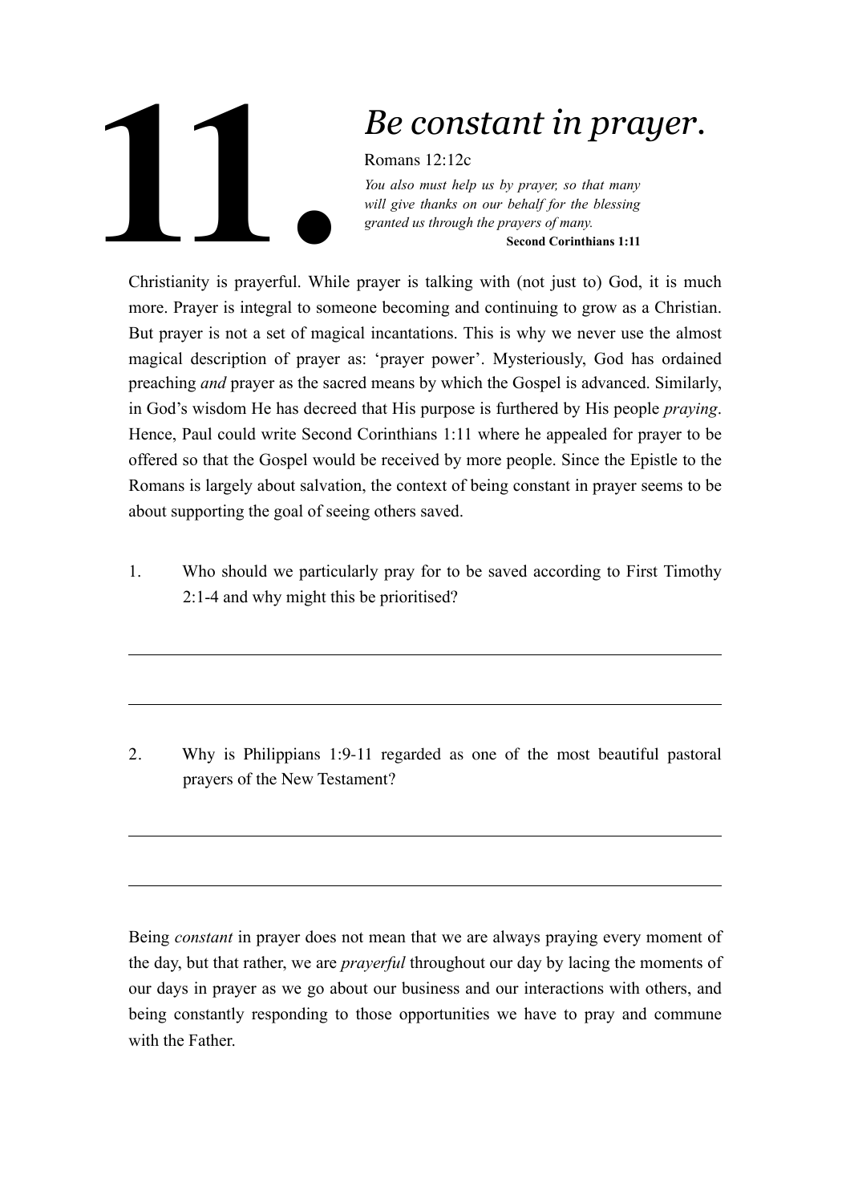# 11. *Be constant in prayer.*

Romans 12:12c

*You also must help us by prayer, so that many will give thanks on our behalf for the blessing granted us through the prayers of many.*

**Second Corinthians 1:11**

Christianity is prayerful. While prayer is talking with (not just to) God, it is much more. Prayer is integral to someone becoming and continuing to grow as a Christian. But prayer is not a set of magical incantations. This is why we never use the almost magical description of prayer as: 'prayer power'. Mysteriously, God has ordained preaching *and* prayer as the sacred means by which the Gospel is advanced. Similarly, in God's wisdom He has decreed that His purpose is furthered by His people *praying*. Hence, Paul could write Second Corinthians 1:11 where he appealed for prayer to be offered so that the Gospel would be received by more people. Since the Epistle to the Romans is largely about salvation, the context of being constant in prayer seems to be about supporting the goal of seeing others saved.

1. Who should we particularly pray for to be saved according to First Timothy 2:1-4 and why might this be prioritised?

______________________________________________

______________________________________________

2. Why is Philippians 1:9-11 regarded as one of the most beautiful pastoral prayers of the New Testament?

______________________________________________

______________________________________________

Being *constant* in prayer does not mean that we are always praying every moment of the day, but that rather, we are *prayerful* throughout our day by lacing the moments of our days in prayer as we go about our business and our interactions with others, and being constantly responding to those opportunities we have to pray and commune with the Father.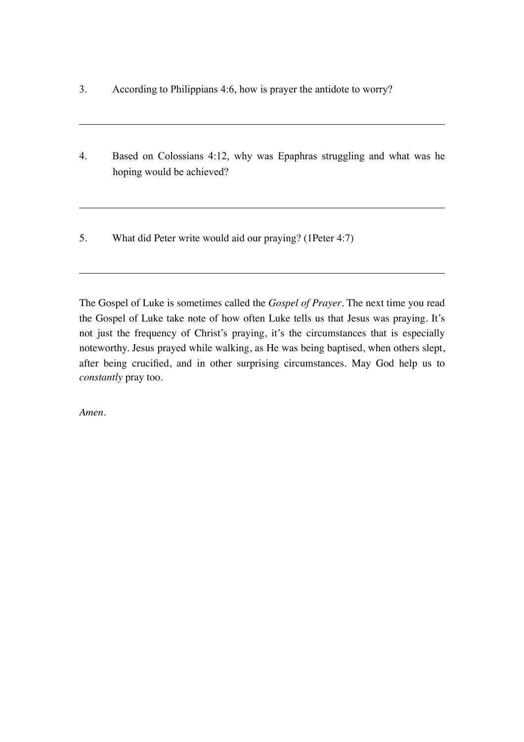3. According to Philippians 4:6, how is prayer the antidote to worry?

---

4. Based on Colossians 4:12, why was Epaphras struggling and what was he hoping would be achieved?

---

5. What did Peter write would aid our praying? (1Peter 4:7)

---

The Gospel of Luke is sometimes called the *Gospel of Prayer*. The next time you read the Gospel of Luke take note of how often Luke tells us that Jesus was praying. It's not just the frequency of Christ's praying, it's the circumstances that is especially noteworthy. Jesus prayed while walking, as He was being baptised, when others slept, after being crucified, and in other surprising circumstances. May God help us to *constantly* pray too.

*Amen*.